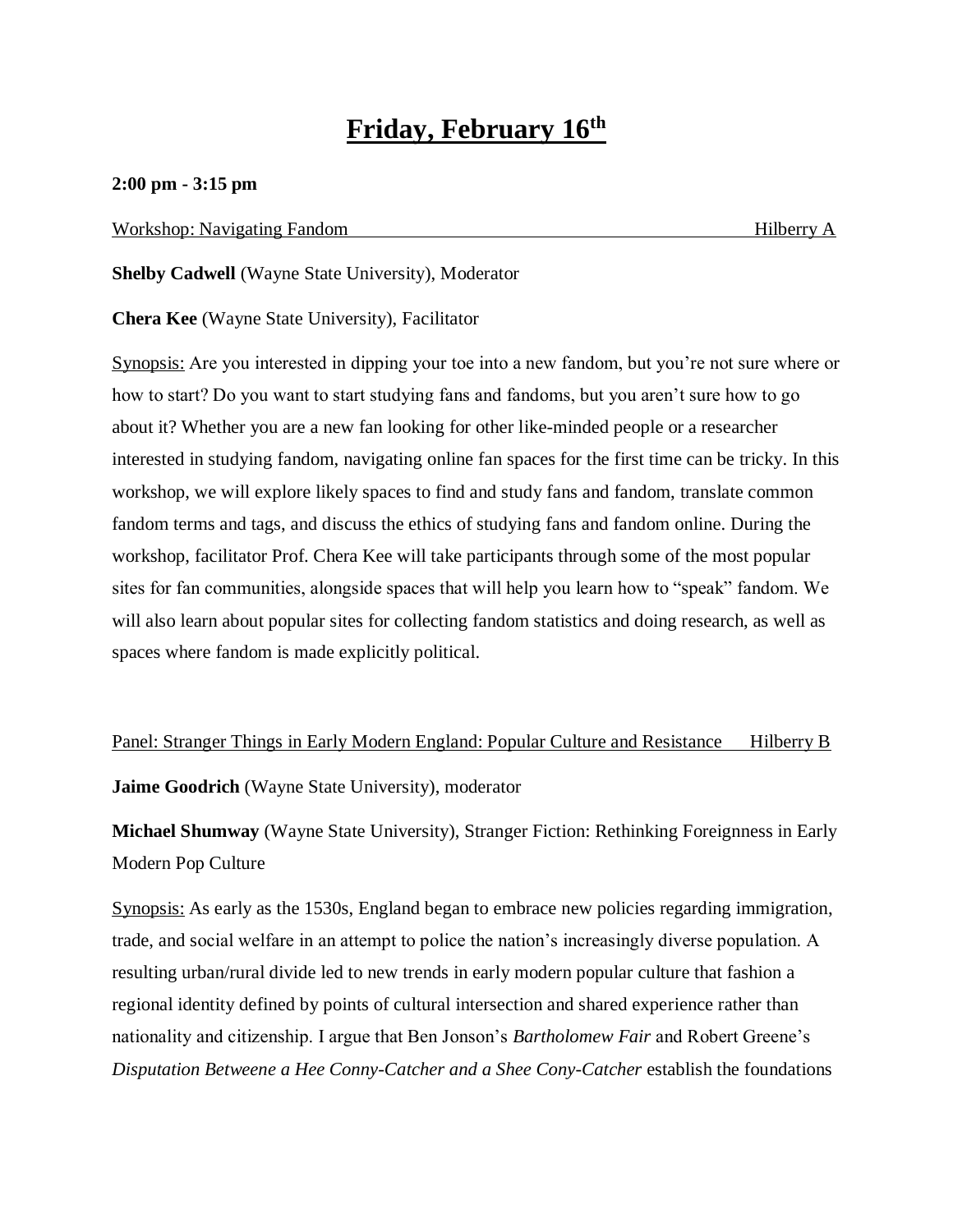# Friday, February 16th

**2:00 pm - 3:15 pm**

Workshop: Navigating Fandom — Hilberry A

**Shelby Cadwell** (Wayne State University), Moderator

**Chera Kee** (Wayne State University), Facilitator

Synopsis: Are you interested in dipping your toe into a new fandom, but you're not sure where or how to start? Do you want to start studying fans and fandoms, but you aren't sure how to go about it? Whether you are a new fan looking for other like-minded people or a researcher interested in studying fandom, navigating online fan spaces for the first time can be tricky. In this workshop, we will explore likely spaces to find and study fans and fandom, translate common fandom terms and tags, and discuss the ethics of studying fans and fandom online. During the workshop, facilitator Prof. Chera Kee will take participants through some of the most popular sites for fan communities, alongside spaces that will help you learn how to "speak" fandom. We will also learn about popular sites for collecting fandom statistics and doing research, as well as spaces where fandom is made explicitly political.

Panel: Stranger Things in Early Modern England: Popular Culture and Resistance — Hilberry B

**Jaime Goodrich** (Wayne State University), moderator

**Michael Shumway** (Wayne State University), Stranger Fiction: Rethinking Foreignness in Early Modern Pop Culture

Synopsis: As early as the 1530s, England began to embrace new policies regarding immigration, trade, and social welfare in an attempt to police the nation's increasingly diverse population. A resulting urban/rural divide led to new trends in early modern popular culture that fashion a regional identity defined by points of cultural intersection and shared experience rather than nationality and citizenship. I argue that Ben Jonson's *Bartholomew Fair* and Robert Greene's *Disputation Betweene a Hee Conny-Catcher and a Shee Cony-Catcher* establish the foundations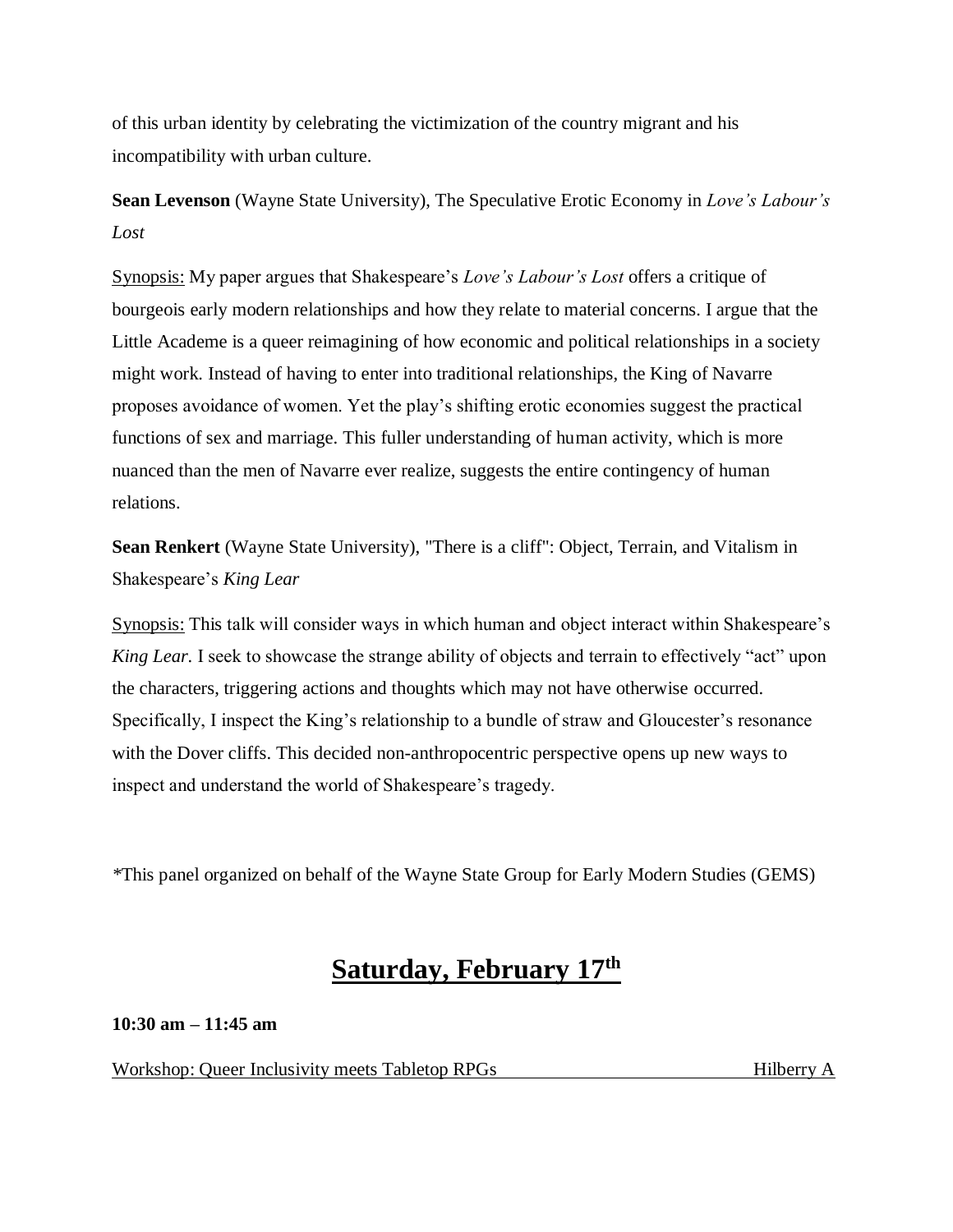of this urban identity by celebrating the victimization of the country migrant and his incompatibility with urban culture.

**Sean Levenson** (Wayne State University), The Speculative Erotic Economy in *Love's Labour's Lost*

<u>Synopsis:</u> My paper argues that Shakespeare's *Love's Labour's Lost* offers a critique of bourgeois early modern relationships and how they relate to material concerns. I argue that the Little Academe is a queer reimagining of how economic and political relationships in a society might work. Instead of having to enter into traditional relationships, the King of Navarre proposes avoidance of women. Yet the play's shifting erotic economies suggest the practical functions of sex and marriage. This fuller understanding of human activity, which is more nuanced than the men of Navarre ever realize, suggests the entire contingency of human relations.

**Sean Renkert** (Wayne State University), "There is a cliff": Object, Terrain, and Vitalism in Shakespeare's *King Lear*

<u>Synopsis:</u> This talk will consider ways in which human and object interact within Shakespeare's *King Lear.* I seek to showcase the strange ability of objects and terrain to effectively "act" upon the characters, triggering actions and thoughts which may not have otherwise occurred. Specifically, I inspect the King's relationship to a bundle of straw and Gloucester's resonance with the Dover cliffs. This decided non-anthropocentric perspective opens up new ways to inspect and understand the world of Shakespeare's tragedy.

*This panel organized on behalf of the Wayne State Group for Early Modern Studies (GEMS)

## Saturday, February 17th

**10:30 am – 11:45 am**

<u>Workshop: Queer Inclusivity meets Tabletop RPGs</u> Hilberry A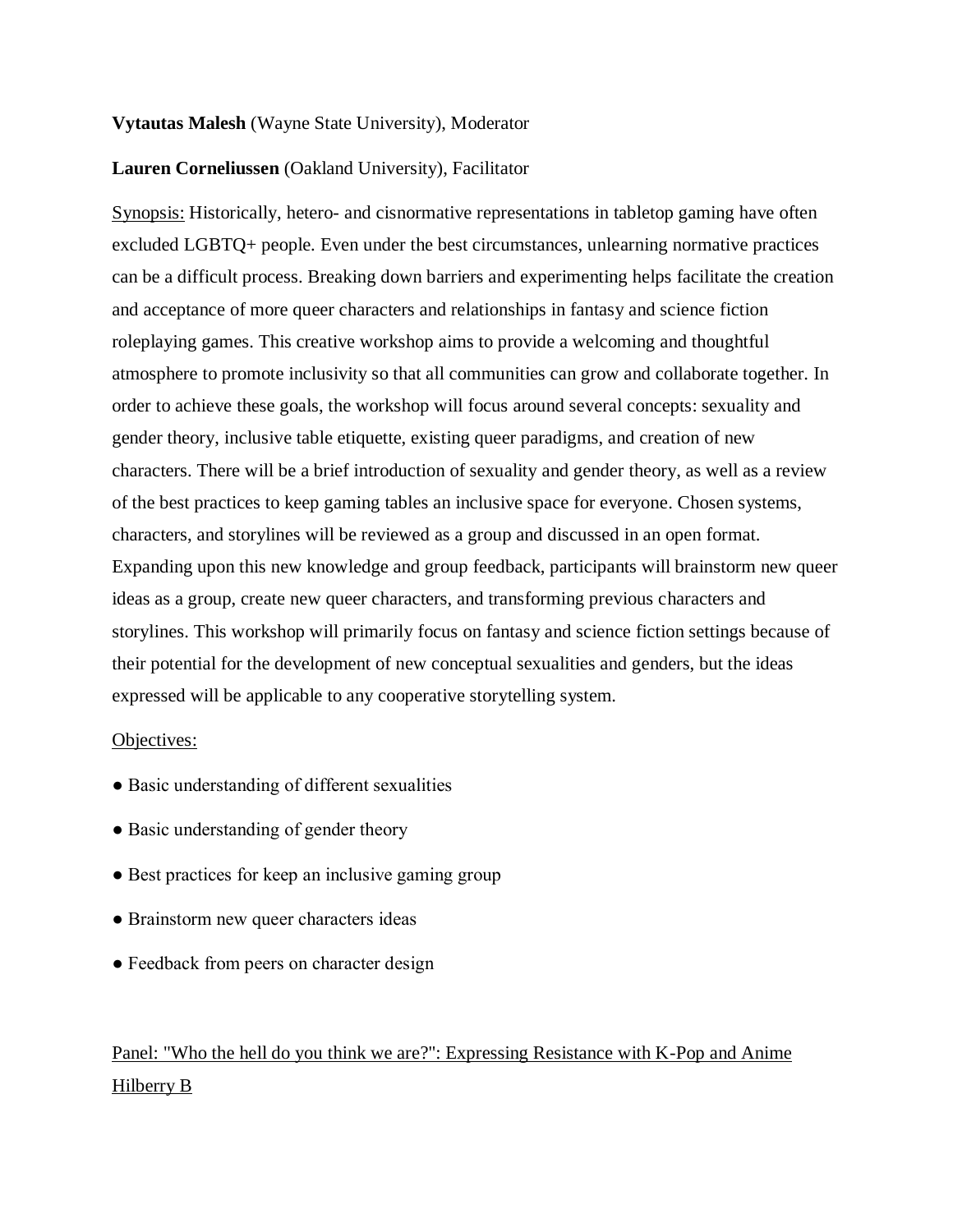**Vytautas Malesh** (Wayne State University), Moderator

**Lauren Corneliussen** (Oakland University), Facilitator

Synopsis: Historically, hetero- and cisnormative representations in tabletop gaming have often excluded LGBTQ+ people. Even under the best circumstances, unlearning normative practices can be a difficult process. Breaking down barriers and experimenting helps facilitate the creation and acceptance of more queer characters and relationships in fantasy and science fiction roleplaying games. This creative workshop aims to provide a welcoming and thoughtful atmosphere to promote inclusivity so that all communities can grow and collaborate together. In order to achieve these goals, the workshop will focus around several concepts: sexuality and gender theory, inclusive table etiquette, existing queer paradigms, and creation of new characters. There will be a brief introduction of sexuality and gender theory, as well as a review of the best practices to keep gaming tables an inclusive space for everyone. Chosen systems, characters, and storylines will be reviewed as a group and discussed in an open format. Expanding upon this new knowledge and group feedback, participants will brainstorm new queer ideas as a group, create new queer characters, and transforming previous characters and storylines. This workshop will primarily focus on fantasy and science fiction settings because of their potential for the development of new conceptual sexualities and genders, but the ideas expressed will be applicable to any cooperative storytelling system.

Objectives:

- Basic understanding of different sexualities
- Basic understanding of gender theory
- Best practices for keep an inclusive gaming group
- Brainstorm new queer characters ideas
- Feedback from peers on character design

Panel: "Who the hell do you think we are?": Expressing Resistance with K-Pop and Anime
Hilberry B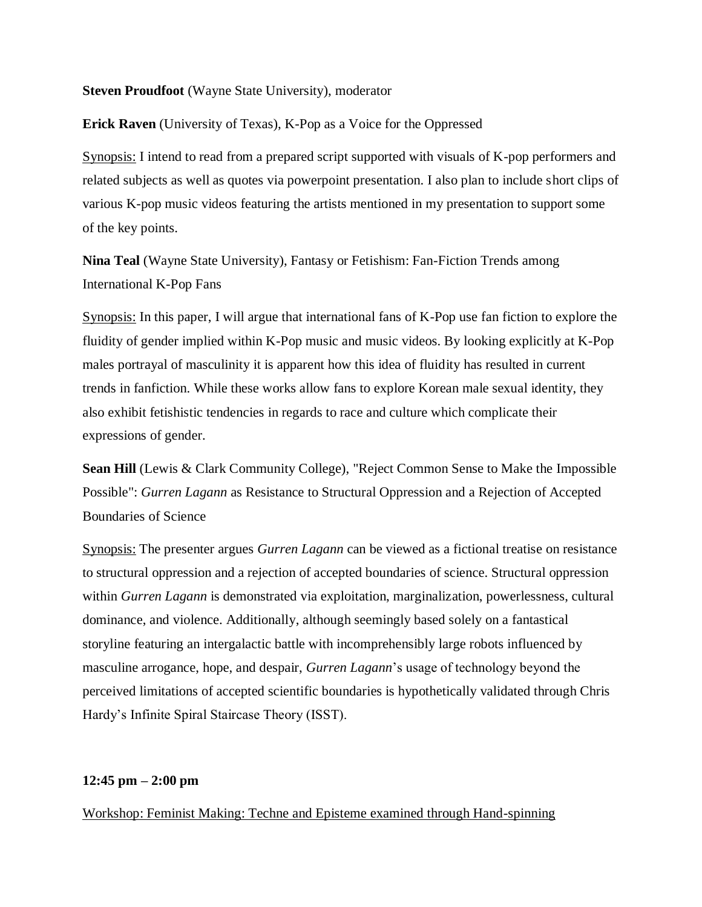**Steven Proudfoot** (Wayne State University), moderator

**Erick Raven** (University of Texas), K-Pop as a Voice for the Oppressed

<u>Synopsis:</u> I intend to read from a prepared script supported with visuals of K-pop performers and related subjects as well as quotes via powerpoint presentation. I also plan to include short clips of various K-pop music videos featuring the artists mentioned in my presentation to support some of the key points.

**Nina Teal** (Wayne State University), Fantasy or Fetishism: Fan-Fiction Trends among International K-Pop Fans

<u>Synopsis:</u> In this paper, I will argue that international fans of K-Pop use fan fiction to explore the fluidity of gender implied within K-Pop music and music videos. By looking explicitly at K-Pop males portrayal of masculinity it is apparent how this idea of fluidity has resulted in current trends in fanfiction. While these works allow fans to explore Korean male sexual identity, they also exhibit fetishistic tendencies in regards to race and culture which complicate their expressions of gender.

**Sean Hill** (Lewis & Clark Community College), "Reject Common Sense to Make the Impossible Possible": *Gurren Lagann* as Resistance to Structural Oppression and a Rejection of Accepted Boundaries of Science

<u>Synopsis:</u> The presenter argues *Gurren Lagann* can be viewed as a fictional treatise on resistance to structural oppression and a rejection of accepted boundaries of science. Structural oppression within *Gurren Lagann* is demonstrated via exploitation, marginalization, powerlessness, cultural dominance, and violence. Additionally, although seemingly based solely on a fantastical storyline featuring an intergalactic battle with incomprehensibly large robots influenced by masculine arrogance, hope, and despair, *Gurren Lagann*'s usage of technology beyond the perceived limitations of accepted scientific boundaries is hypothetically validated through Chris Hardy's Infinite Spiral Staircase Theory (ISST).

**12:45 pm – 2:00 pm**

<u>Workshop: Feminist Making: Techne and Episteme examined through Hand-spinning</u>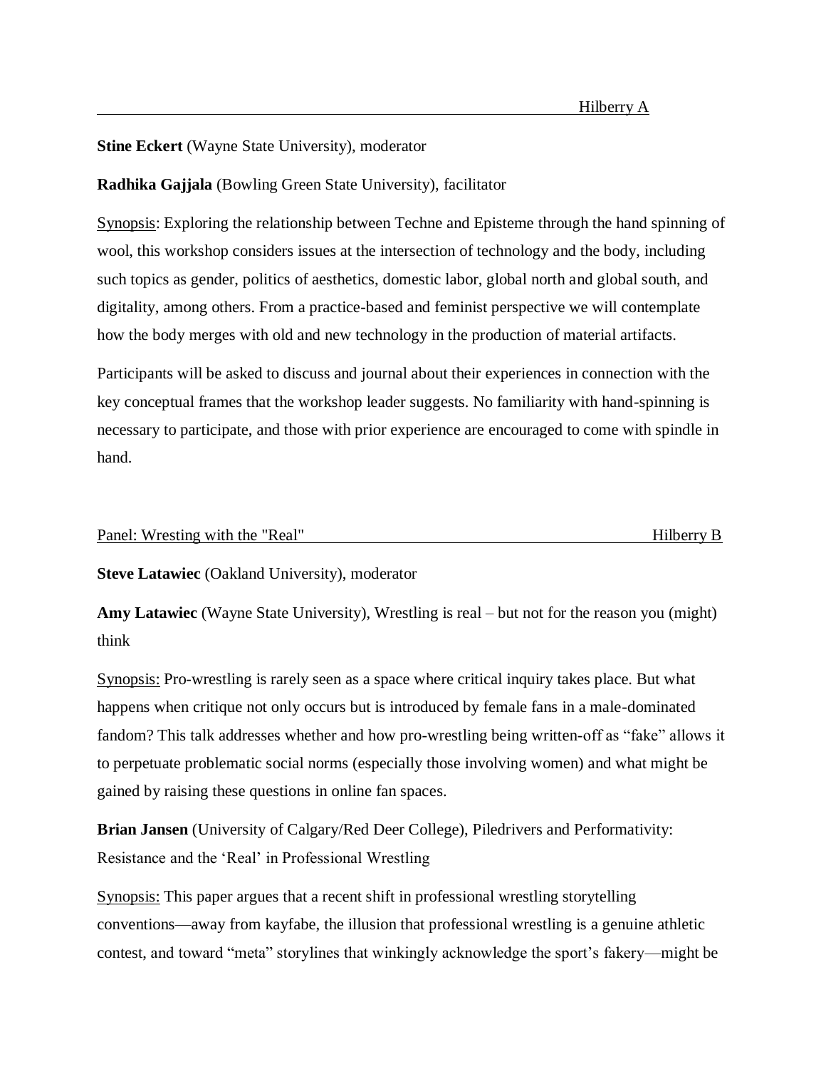Hilberry A

**Stine Eckert** (Wayne State University), moderator

**Radhika Gajjala** (Bowling Green State University), facilitator

Synopsis: Exploring the relationship between Techne and Episteme through the hand spinning of wool, this workshop considers issues at the intersection of technology and the body, including such topics as gender, politics of aesthetics, domestic labor, global north and global south, and digitality, among others. From a practice-based and feminist perspective we will contemplate how the body merges with old and new technology in the production of material artifacts.

Participants will be asked to discuss and journal about their experiences in connection with the key conceptual frames that the workshop leader suggests. No familiarity with hand-spinning is necessary to participate, and those with prior experience are encouraged to come with spindle in hand.

Panel: Wresting with the "Real" — Hilberry B

**Steve Latawiec** (Oakland University), moderator

**Amy Latawiec** (Wayne State University), Wrestling is real – but not for the reason you (might) think

Synopsis: Pro-wrestling is rarely seen as a space where critical inquiry takes place. But what happens when critique not only occurs but is introduced by female fans in a male-dominated fandom? This talk addresses whether and how pro-wrestling being written-off as "fake" allows it to perpetuate problematic social norms (especially those involving women) and what might be gained by raising these questions in online fan spaces.

**Brian Jansen** (University of Calgary/Red Deer College), Piledrivers and Performativity: Resistance and the 'Real' in Professional Wrestling

Synopsis: This paper argues that a recent shift in professional wrestling storytelling conventions—away from kayfabe, the illusion that professional wrestling is a genuine athletic contest, and toward "meta" storylines that winkingly acknowledge the sport's fakery—might be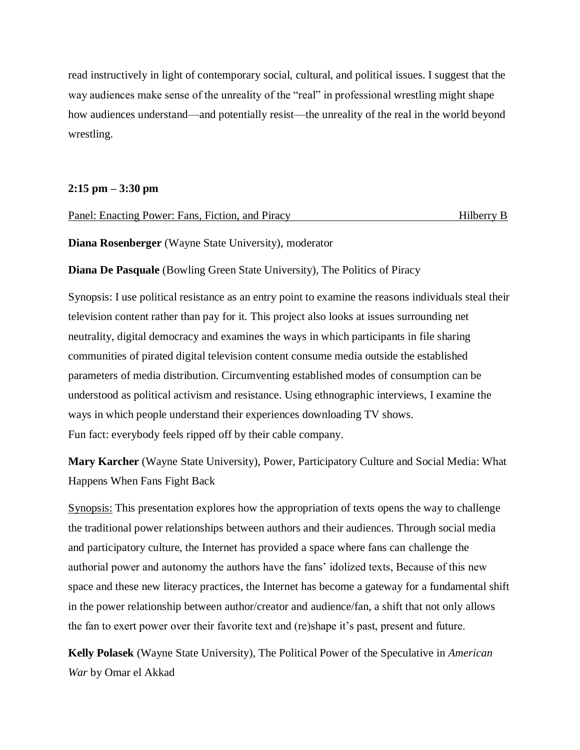read instructively in light of contemporary social, cultural, and political issues. I suggest that the way audiences make sense of the unreality of the "real" in professional wrestling might shape how audiences understand—and potentially resist—the unreality of the real in the world beyond wrestling.

**2:15 pm – 3:30 pm**

Panel: Enacting Power: Fans, Fiction, and Piracy — Hilberry B

**Diana Rosenberger** (Wayne State University), moderator

**Diana De Pasquale** (Bowling Green State University), The Politics of Piracy

Synopsis: I use political resistance as an entry point to examine the reasons individuals steal their television content rather than pay for it. This project also looks at issues surrounding net neutrality, digital democracy and examines the ways in which participants in file sharing communities of pirated digital television content consume media outside the established parameters of media distribution. Circumventing established modes of consumption can be understood as political activism and resistance. Using ethnographic interviews, I examine the ways in which people understand their experiences downloading TV shows.
Fun fact: everybody feels ripped off by their cable company.

**Mary Karcher** (Wayne State University), Power, Participatory Culture and Social Media: What Happens When Fans Fight Back

Synopsis: This presentation explores how the appropriation of texts opens the way to challenge the traditional power relationships between authors and their audiences. Through social media and participatory culture, the Internet has provided a space where fans can challenge the authorial power and autonomy the authors have the fans' idolized texts, Because of this new space and these new literacy practices, the Internet has become a gateway for a fundamental shift in the power relationship between author/creator and audience/fan, a shift that not only allows the fan to exert power over their favorite text and (re)shape it's past, present and future.

**Kelly Polasek** (Wayne State University), The Political Power of the Speculative in *American War* by Omar el Akkad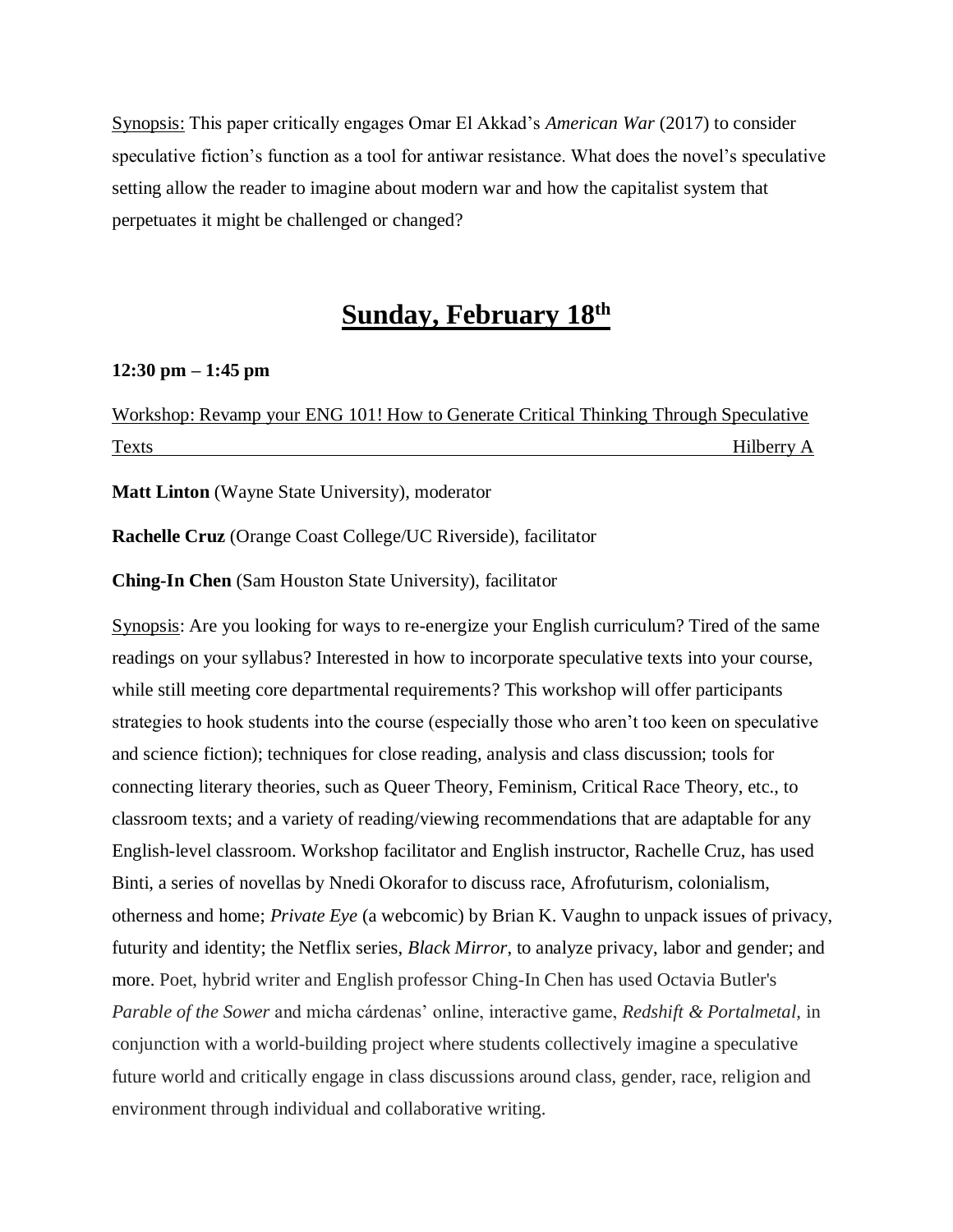Synopsis: This paper critically engages Omar El Akkad's *American War* (2017) to consider speculative fiction's function as a tool for antiwar resistance. What does the novel's speculative setting allow the reader to imagine about modern war and how the capitalist system that perpetuates it might be challenged or changed?

## Sunday, February 18th

**12:30 pm – 1:45 pm**

Workshop: Revamp your ENG 101! How to Generate Critical Thinking Through Speculative Texts — Hilberry A

**Matt Linton** (Wayne State University), moderator

**Rachelle Cruz** (Orange Coast College/UC Riverside), facilitator

**Ching-In Chen** (Sam Houston State University), facilitator

Synopsis: Are you looking for ways to re-energize your English curriculum? Tired of the same readings on your syllabus? Interested in how to incorporate speculative texts into your course, while still meeting core departmental requirements? This workshop will offer participants strategies to hook students into the course (especially those who aren't too keen on speculative and science fiction); techniques for close reading, analysis and class discussion; tools for connecting literary theories, such as Queer Theory, Feminism, Critical Race Theory, etc., to classroom texts; and a variety of reading/viewing recommendations that are adaptable for any English-level classroom. Workshop facilitator and English instructor, Rachelle Cruz, has used Binti, a series of novellas by Nnedi Okorafor to discuss race, Afrofuturism, colonialism, otherness and home; *Private Eye* (a webcomic) by Brian K. Vaughn to unpack issues of privacy, futurity and identity; the Netflix series, *Black Mirror*, to analyze privacy, labor and gender; and more. Poet, hybrid writer and English professor Ching-In Chen has used Octavia Butler's *Parable of the Sower* and micha cárdenas' online, interactive game, *Redshift & Portalmetal*, in conjunction with a world-building project where students collectively imagine a speculative future world and critically engage in class discussions around class, gender, race, religion and environment through individual and collaborative writing.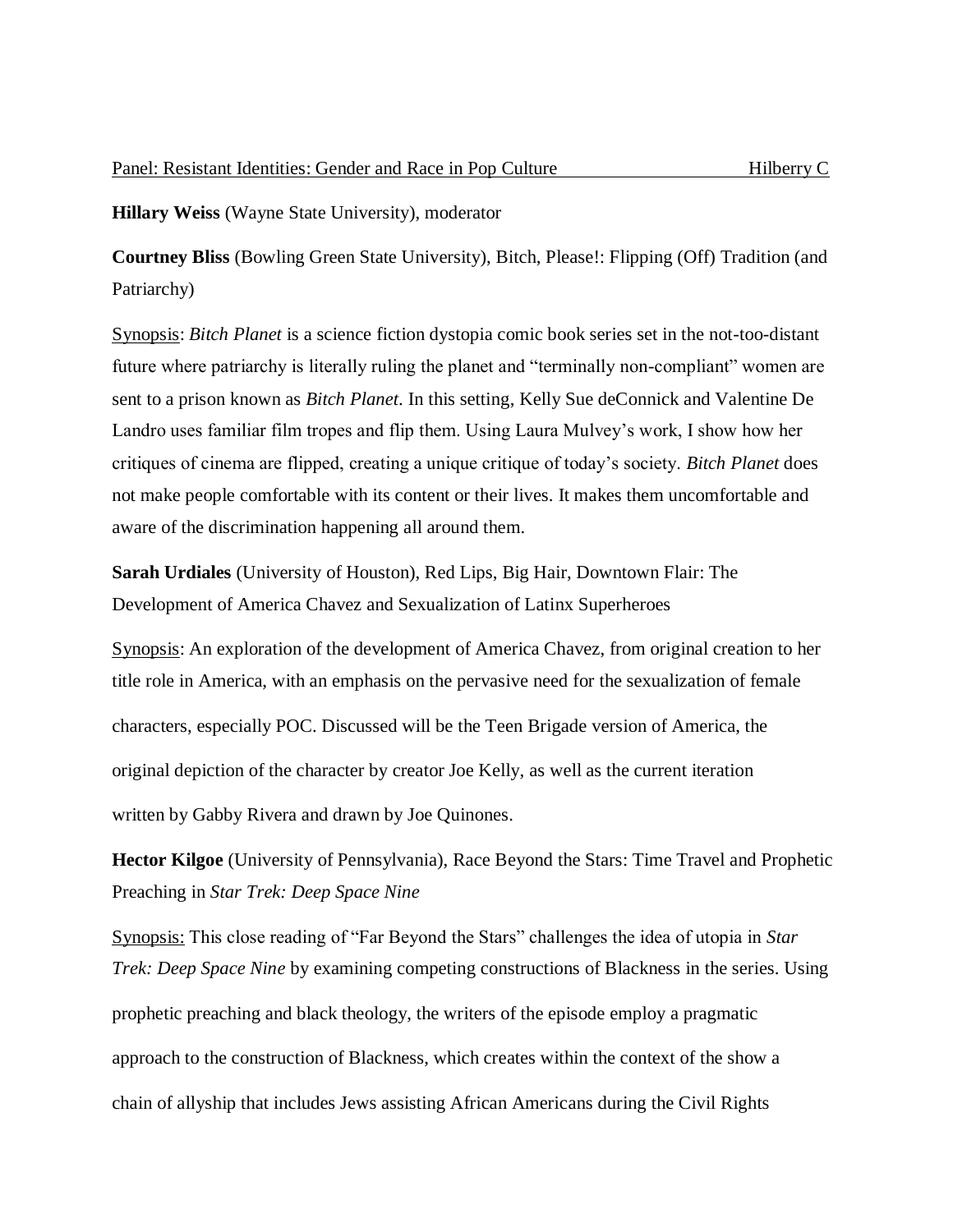Panel: Resistant Identities: Gender and Race in Pop Culture Hilberry C

**Hillary Weiss** (Wayne State University), moderator

**Courtney Bliss** (Bowling Green State University), Bitch, Please!: Flipping (Off) Tradition (and Patriarchy)

Synopsis: *Bitch Planet* is a science fiction dystopia comic book series set in the not-too-distant future where patriarchy is literally ruling the planet and "terminally non-compliant" women are sent to a prison known as *Bitch Planet*. In this setting, Kelly Sue deConnick and Valentine De Landro uses familiar film tropes and flip them. Using Laura Mulvey's work, I show how her critiques of cinema are flipped, creating a unique critique of today's society. *Bitch Planet* does not make people comfortable with its content or their lives. It makes them uncomfortable and aware of the discrimination happening all around them.

**Sarah Urdiales** (University of Houston), Red Lips, Big Hair, Downtown Flair: The Development of America Chavez and Sexualization of Latinx Superheroes

Synopsis: An exploration of the development of America Chavez, from original creation to her title role in America, with an emphasis on the pervasive need for the sexualization of female characters, especially POC. Discussed will be the Teen Brigade version of America, the original depiction of the character by creator Joe Kelly, as well as the current iteration written by Gabby Rivera and drawn by Joe Quinones.

**Hector Kilgoe** (University of Pennsylvania), Race Beyond the Stars: Time Travel and Prophetic Preaching in *Star Trek: Deep Space Nine*

Synopsis: This close reading of "Far Beyond the Stars" challenges the idea of utopia in *Star Trek: Deep Space Nine* by examining competing constructions of Blackness in the series. Using prophetic preaching and black theology, the writers of the episode employ a pragmatic approach to the construction of Blackness, which creates within the context of the show a chain of allyship that includes Jews assisting African Americans during the Civil Rights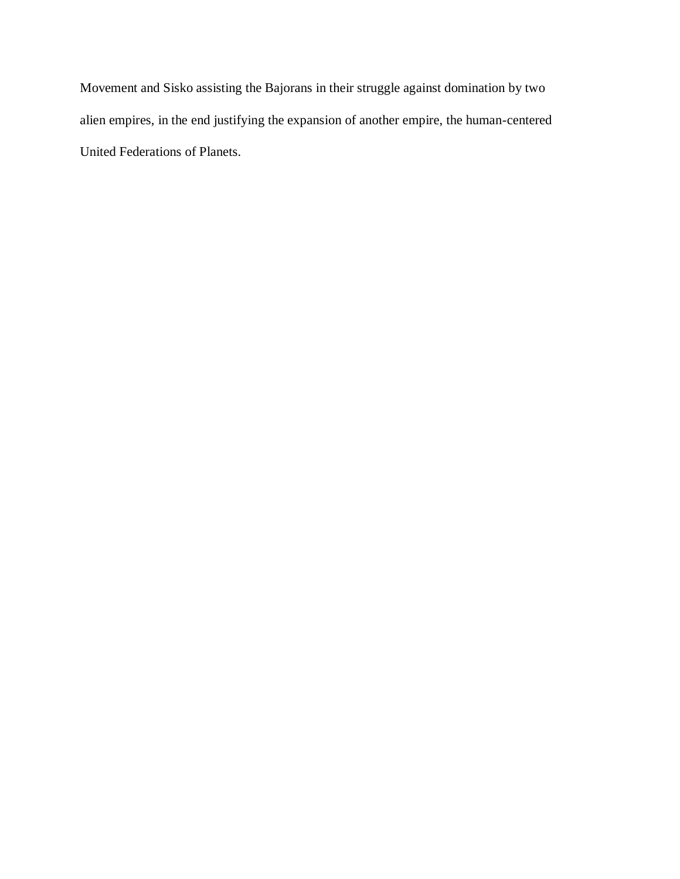Movement and Sisko assisting the Bajorans in their struggle against domination by two alien empires, in the end justifying the expansion of another empire, the human-centered United Federations of Planets.